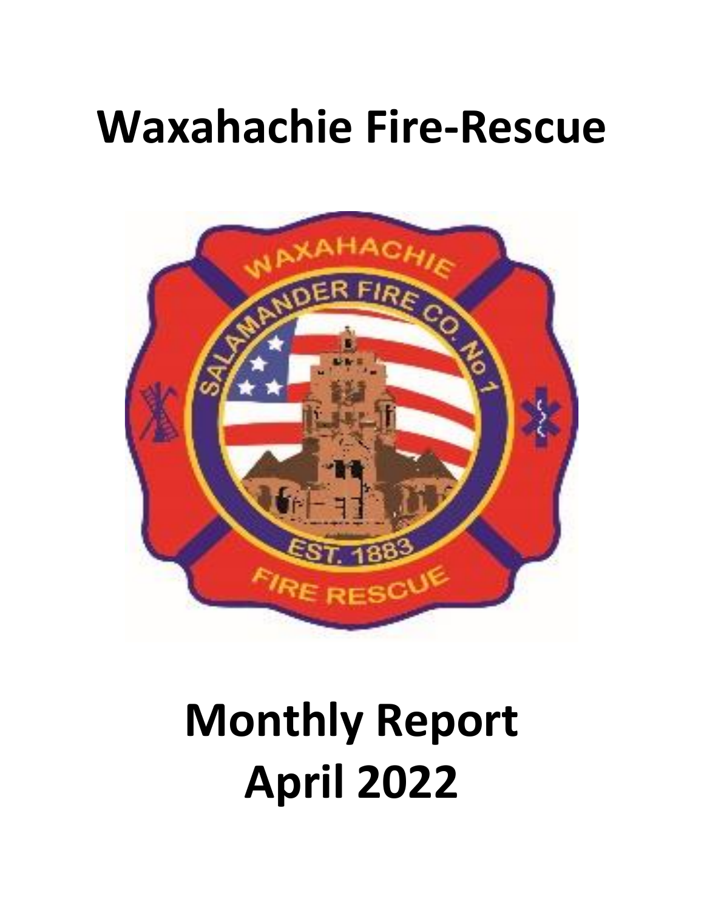# Waxahachie Fire-Rescue

# Monthly Report April 2022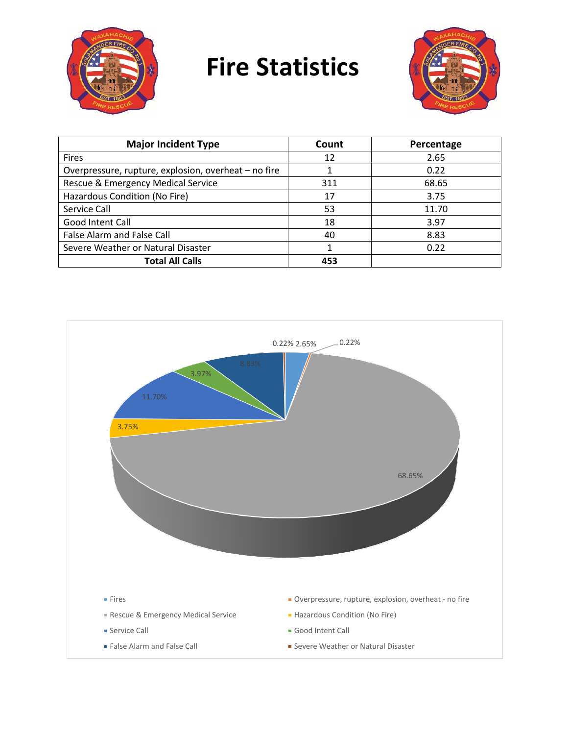# Fire Statistics

| Major Incident Type | Count | Percentage |
|---|---|---|
| Fires | 12 | 2.65 |
| Overpressure, rupture, explosion, overheat – no fire | 1 | 0.22 |
| Rescue & Emergency Medical Service | 311 | 68.65 |
| Hazardous Condition (No Fire) | 17 | 3.75 |
| Service Call | 53 | 11.70 |
| Good Intent Call | 18 | 3.97 |
| False Alarm and False Call | 40 | 8.83 |
| Severe Weather or Natural Disaster | 1 | 0.22 |
| **Total All Calls** | **453** | |

0.22% 2.65%

0.22%

8.83%

3.97%

11.70%

3.75%

68.65%

Fires

Overpressure, rupture, explosion, overheat - no fire

Rescue & Emergency Medical Service

Hazardous Condition (No Fire)

Service Call

Good Intent Call

False Alarm and False Call

Severe Weather or Natural Disaster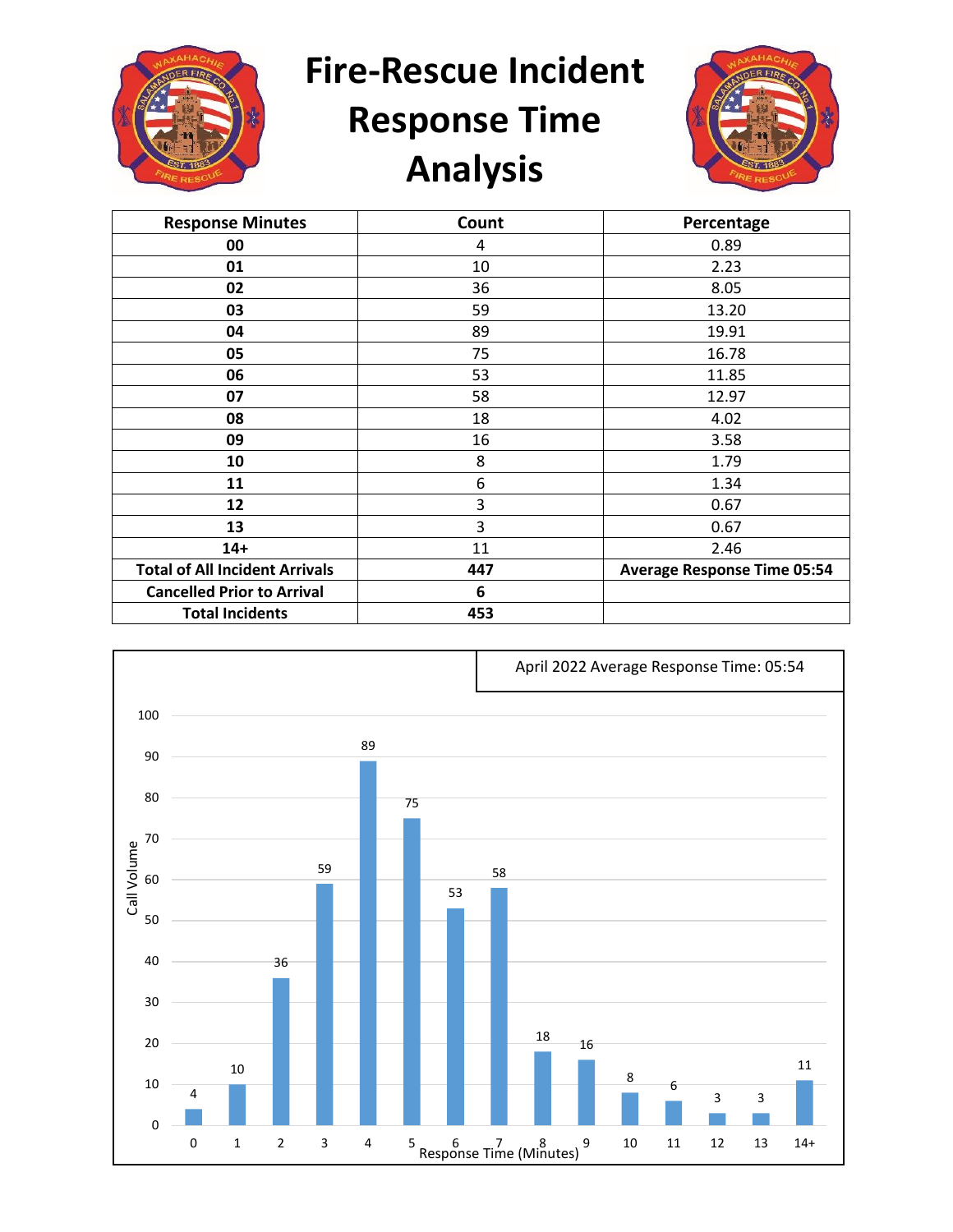# Fire-Rescue Incident Response Time Analysis

| Response Minutes | Count | Percentage |
|---|---|---|
| **00** | 4 | 0.89 |
| **01** | 10 | 2.23 |
| **02** | 36 | 8.05 |
| **03** | 59 | 13.20 |
| **04** | 89 | 19.91 |
| **05** | 75 | 16.78 |
| **06** | 53 | 11.85 |
| **07** | 58 | 12.97 |
| **08** | 18 | 4.02 |
| **09** | 16 | 3.58 |
| **10** | 8 | 1.79 |
| **11** | 6 | 1.34 |
| **12** | 3 | 0.67 |
| **13** | 3 | 0.67 |
| **14+** | 11 | 2.46 |
| **Total of All Incident Arrivals** | **447** | **Average Response Time 05:54** |
| **Cancelled Prior to Arrival** | **6** | |
| **Total Incidents** | **453** | |

April 2022 Average Response Time: 05:54

Call Volume

100
90
80
70
60
50
40
30
20
10
0

4 10 36 59 89 75 53 58 18 16 8 6 3 3 11

0 1 2 3 4 5 6 7 8 9 10 11 12 13 14+

Response Time (Minutes)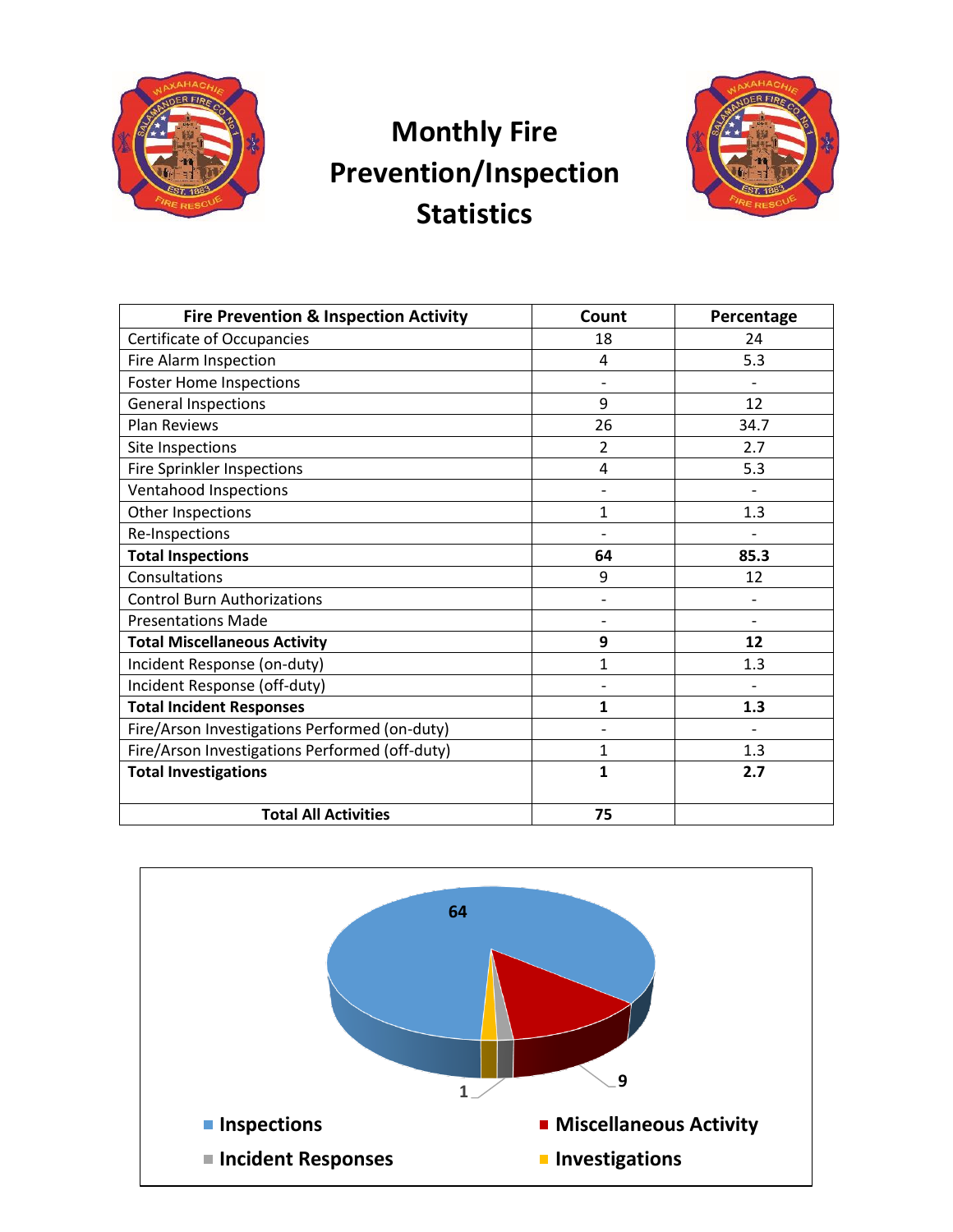# Monthly Fire Prevention/Inspection Statistics

| Fire Prevention & Inspection Activity | Count | Percentage |
|---|---|---|
| Certificate of Occupancies | 18 | 24 |
| Fire Alarm Inspection | 4 | 5.3 |
| Foster Home Inspections | - | - |
| General Inspections | 9 | 12 |
| Plan Reviews | 26 | 34.7 |
| Site Inspections | 2 | 2.7 |
| Fire Sprinkler Inspections | 4 | 5.3 |
| Ventahood Inspections | - | - |
| Other Inspections | 1 | 1.3 |
| Re-Inspections | - | - |
| **Total Inspections** | **64** | **85.3** |
| Consultations | 9 | 12 |
| Control Burn Authorizations | - | - |
| Presentations Made | - | - |
| **Total Miscellaneous Activity** | **9** | **12** |
| Incident Response (on-duty) | 1 | 1.3 |
| Incident Response (off-duty) | - | - |
| **Total Incident Responses** | **1** | **1.3** |
| Fire/Arson Investigations Performed (on-duty) | - | - |
| Fire/Arson Investigations Performed (off-duty) | 1 | 1.3 |
| **Total Investigations** | **1** | **2.7** |
| **Total All Activities** | **75** | |

64

9

1

Inspections

Miscellaneous Activity

Incident Responses

Investigations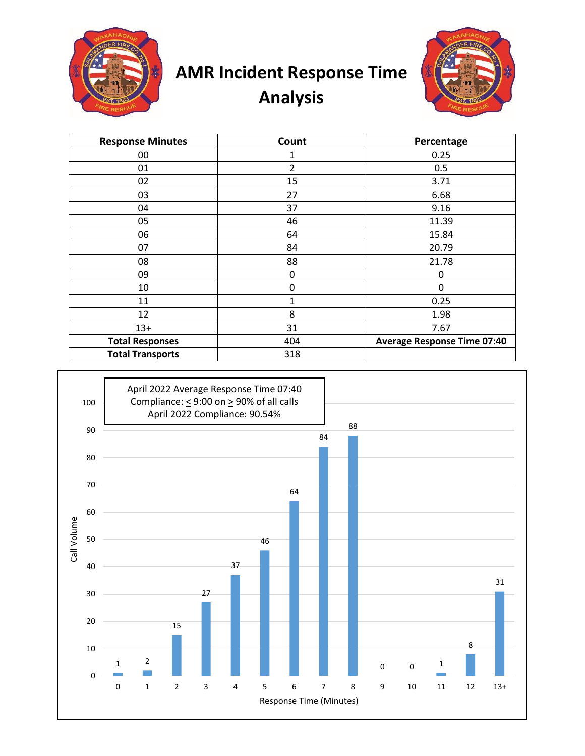# AMR Incident Response Time Analysis

| Response Minutes | Count | Percentage |
|---|---|---|
| 00 | 1 | 0.25 |
| 01 | 2 | 0.5 |
| 02 | 15 | 3.71 |
| 03 | 27 | 6.68 |
| 04 | 37 | 9.16 |
| 05 | 46 | 11.39 |
| 06 | 64 | 15.84 |
| 07 | 84 | 20.79 |
| 08 | 88 | 21.78 |
| 09 | 0 | 0 |
| 10 | 0 | 0 |
| 11 | 1 | 0.25 |
| 12 | 8 | 1.98 |
| 13+ | 31 | 7.67 |
| **Total Responses** | 404 | **Average Response Time 07:40** |
| **Total Transports** | 318 | |

April 2022 Average Response Time 07:40
Compliance: ≤ 9:00 on ≥ 90% of all calls
April 2022 Compliance: 90.54%

Call Volume

Response Time (Minutes)

0, 1, 2, 3, 4, 5, 6, 7, 8, 9, 10, 11, 12, 13+

1, 2, 15, 27, 37, 46, 64, 84, 88, 0, 0, 1, 8, 31